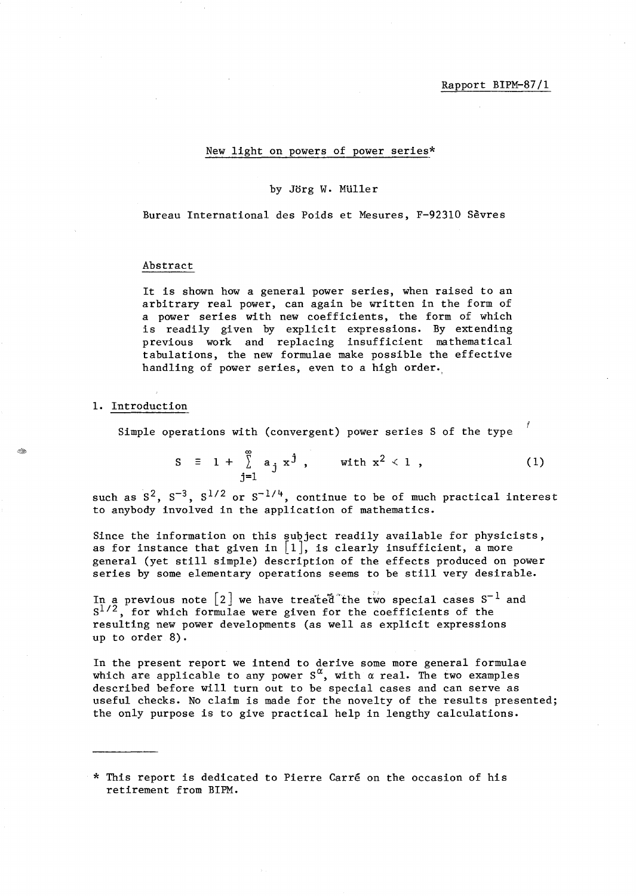Rapport BIPM-87/1

# New light on powers of power series*

by Jörg W. Müller

Bureau International des Poids et Mesures, F-92310 Sèvres

## Abstract

It is shown how a general power series, when raised to an arbitrary real power, can again be written in the form of a power series with new coefficients, the form of which is readily given by explicit expressions. By extending previous work and replacing insufficient mathematical tabulations, the new formulae make possible the effective handling of power series, even to a high order.

## 1. Introduction

Simple operations with (convergent) power series S of the type

$$S \equiv 1 + \sum_{j=1}^{\infty} a_j x^j , \qquad \text{with } x^2 < 1 , \tag{1}$$

such as $S^2$, $S^{-3}$, $S^{1/2}$ or $S^{-1/4}$, continue to be of much practical interest to anybody involved in the application of mathematics.

Since the information on this subject readily available for physicists, as for instance that given in [1], is clearly insufficient, a more general (yet still simple) description of the effects produced on power series by some elementary operations seems to be still very desirable.

In a previous note [2] we have treated the two special cases $S^{-1}$ and $S^{1/2}$, for which formulae were given for the coefficients of the resulting new power developments (as well as explicit expressions up to order 8).

In the present report we intend to derive some more general formulae which are applicable to any power $S^{\alpha}$, with $\alpha$ real. The two examples described before will turn out to be special cases and can serve as useful checks. No claim is made for the novelty of the results presented; the only purpose is to give practical help in lengthy calculations.

---

\* This report is dedicated to Pierre Carré on the occasion of his retirement from BIPM.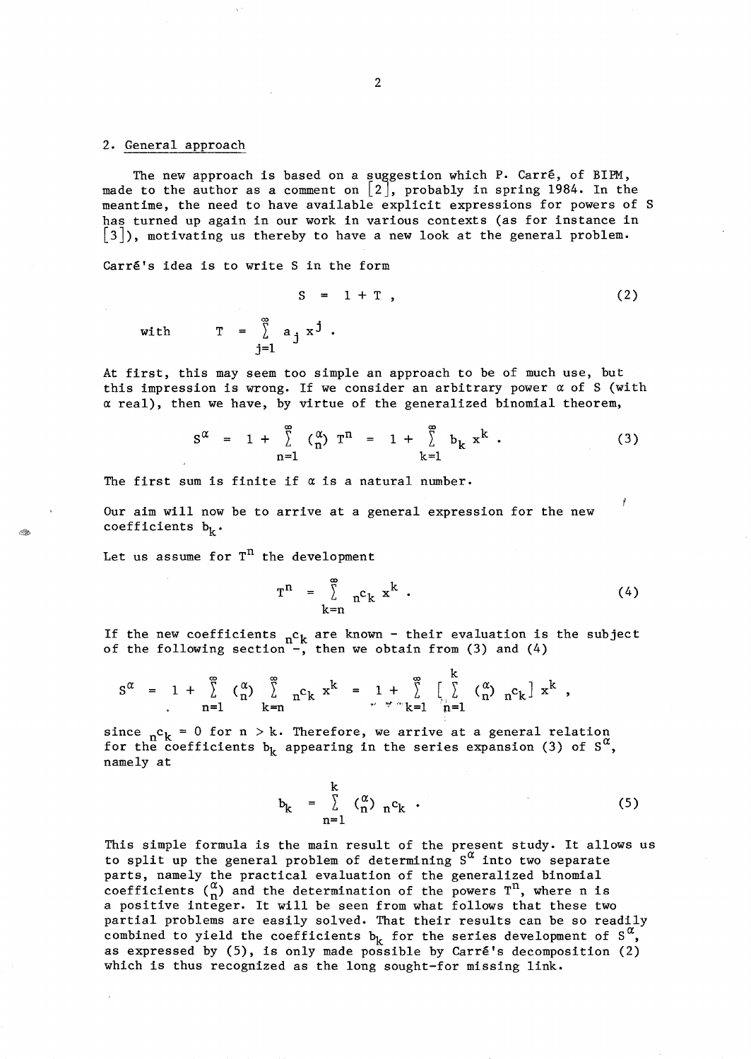## 2. General approach

The new approach is based on a suggestion which P. Carré, of BIPM, made to the author as a comment on [2], probably in spring 1984. In the meantime, the need to have available explicit expressions for powers of S has turned up again in our work in various contexts (as for instance in [3]), motivating us thereby to have a new look at the general problem.

Carré's idea is to write S in the form

$$S = 1 + T , \tag{2}$$

with $\quad T = \sum_{j=1}^{\infty} a_j x^j .$

At first, this may seem too simple an approach to be of much use, but this impression is wrong. If we consider an arbitrary power $\alpha$ of S (with $\alpha$ real), then we have, by virtue of the generalized binomial theorem,

$$S^{\alpha} = 1 + \sum_{n=1}^{\infty} \binom{\alpha}{n} T^n = 1 + \sum_{k=1}^{\infty} b_k x^k . \tag{3}$$

The first sum is finite if $\alpha$ is a natural number.

Our aim will now be to arrive at a general expression for the new coefficients $b_k$.

Let us assume for $T^n$ the development

$$T^n = \sum_{k=n}^{\infty} {}_n c_k \, x^k . \tag{4}$$

If the new coefficients ${}_n c_k$ are known - their evaluation is the subject of the following section -, then we obtain from (3) and (4)

$$S^{\alpha} = 1 + \sum_{n=1}^{\infty} \binom{\alpha}{n} \sum_{k=n}^{\infty} {}_n c_k \, x^k = 1 + \sum_{k=1}^{\infty} \left[ \sum_{n=1}^{k} \binom{\alpha}{n} {}_n c_k \right] x^k ,$$

since ${}_n c_k = 0$ for $n > k$. Therefore, we arrive at a general relation for the coefficients $b_k$ appearing in the series expansion (3) of $S^{\alpha}$, namely at

$$b_k = \sum_{n=1}^{k} \binom{\alpha}{n} {}_n c_k . \tag{5}$$

This simple formula is the main result of the present study. It allows us to split up the general problem of determining $S^{\alpha}$ into two separate parts, namely the practical evaluation of the generalized binomial coefficients $\binom{\alpha}{n}$ and the determination of the powers $T^n$, where n is a positive integer. It will be seen from what follows that these two partial problems are easily solved. That their results can be so readily combined to yield the coefficients $b_k$ for the series development of $S^{\alpha}$, as expressed by (5), is only made possible by Carré's decomposition (2) which is thus recognized as the long sought-for missing link.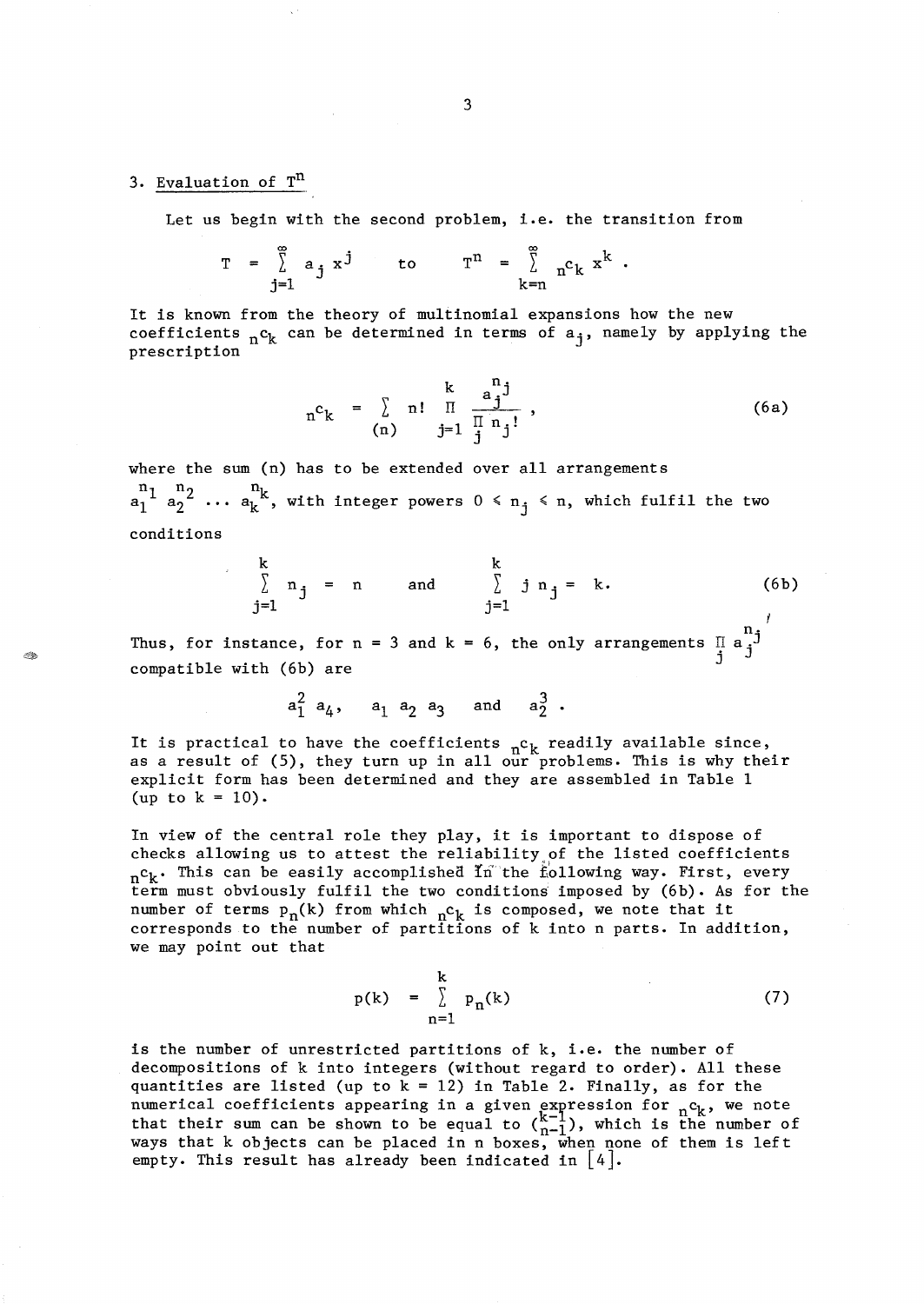## 3. Evaluation of $T^n$

Let us begin with the second problem, i.e. the transition from

$$T = \sum_{j=1}^{\infty} a_j x^j \qquad \text{to} \qquad T^n = \sum_{k=n}^{\infty} {}_n c_k \, x^k .$$

It is known from the theory of multinomial expansions how the new coefficients ${}_n c_k$ can be determined in terms of $a_j$, namely by applying the prescription

$${}_n c_k = \sum_{(n)} n! \prod_{j=1}^{k} \frac{a_j^{n_j}}{\prod_j n_j!} , \tag{6a}$$

where the sum (n) has to be extended over all arrangements $a_1^{n_1} a_2^{n_2} \ldots a_k^{n_k}$, with integer powers $0 \leqslant n_j \leqslant n$, which fulfil the two conditions

$$\sum_{j=1}^{k} n_j = n \qquad \text{and} \qquad \sum_{j=1}^{k} j \, n_j = k. \tag{6b}$$

Thus, for instance, for $n = 3$ and $k = 6$, the only arrangements $\prod_j a_j^{n_j}$ compatible with (6b) are

$$a_1^2 \, a_4, \quad a_1 \, a_2 \, a_3 \quad \text{and} \quad a_2^3 .$$

It is practical to have the coefficients ${}_n c_k$ readily available since, as a result of (5), they turn up in all our problems. This is why their explicit form has been determined and they are assembled in Table 1 (up to $k = 10$).

In view of the central role they play, it is important to dispose of checks allowing us to attest the reliability of the listed coefficients ${}_n c_k$. This can be easily accomplished in the following way. First, every term must obviously fulfil the two conditions imposed by (6b). As for the number of terms $p_n(k)$ from which ${}_n c_k$ is composed, we note that it corresponds to the number of partitions of k into n parts. In addition, we may point out that

$$p(k) = \sum_{n=1}^{k} p_n(k) \tag{7}$$

is the number of unrestricted partitions of k, i.e. the number of decompositions of k into integers (without regard to order). All these quantities are listed (up to $k = 12$) in Table 2. Finally, as for the numerical coefficients appearing in a given expression for ${}_n c_k$, we note that their sum can be shown to be equal to $\binom{k-1}{n-1}$, which is the number of ways that k objects can be placed in n boxes, when none of them is left empty. This result has already been indicated in [4].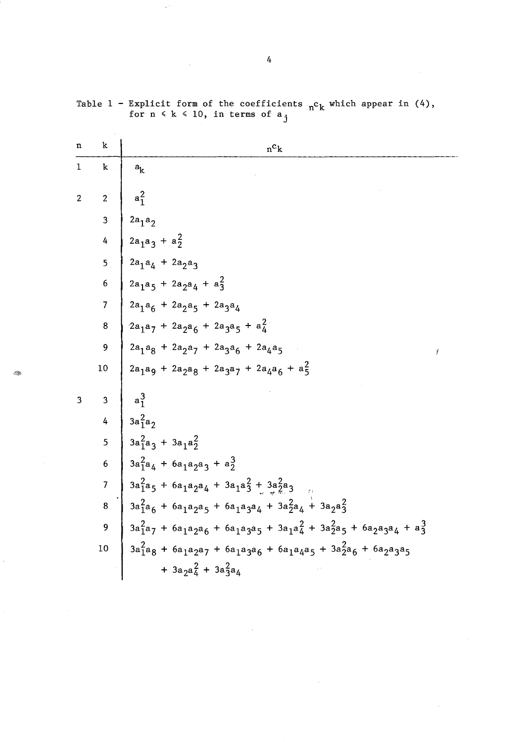Table 1 - Explicit form of the coefficients ${}_nc_k$ which appear in (4), for $n \leqslant k \leqslant 10$, in terms of $a_j$

| n | k | ${}_nc_k$ |
|---|---|---|
| 1 | k | $a_k$ |
| 2 | 2 | $a_1^2$ |
| | 3 | $2a_1a_2$ |
| | 4 | $2a_1a_3 + a_2^2$ |
| | 5 | $2a_1a_4 + 2a_2a_3$ |
| | 6 | $2a_1a_5 + 2a_2a_4 + a_3^2$ |
| | 7 | $2a_1a_6 + 2a_2a_5 + 2a_3a_4$ |
| | 8 | $2a_1a_7 + 2a_2a_6 + 2a_3a_5 + a_4^2$ |
| | 9 | $2a_1a_8 + 2a_2a_7 + 2a_3a_6 + 2a_4a_5$ |
| | 10 | $2a_1a_9 + 2a_2a_8 + 2a_3a_7 + 2a_4a_6 + a_5^2$ |
| 3 | 3 | $a_1^3$ |
| | 4 | $3a_1^2a_2$ |
| | 5 | $3a_1^2a_3 + 3a_1a_2^2$ |
| | 6 | $3a_1^2a_4 + 6a_1a_2a_3 + a_2^3$ |
| | 7 | $3a_1^2a_5 + 6a_1a_2a_4 + 3a_1a_3^2 + 3a_2^2a_3$ |
| | 8 | $3a_1^2a_6 + 6a_1a_2a_5 + 6a_1a_3a_4 + 3a_2^2a_4 + 3a_2a_3^2$ |
| | 9 | $3a_1^2a_7 + 6a_1a_2a_6 + 6a_1a_3a_5 + 3a_1a_4^2 + 3a_2^2a_5 + 6a_2a_3a_4 + a_3^3$ |
| | 10 | $3a_1^2a_8 + 6a_1a_2a_7 + 6a_1a_3a_6 + 6a_1a_4a_5 + 3a_2^2a_6 + 6a_2a_3a_5 + 3a_2a_4^2 + 3a_3^2a_4$ |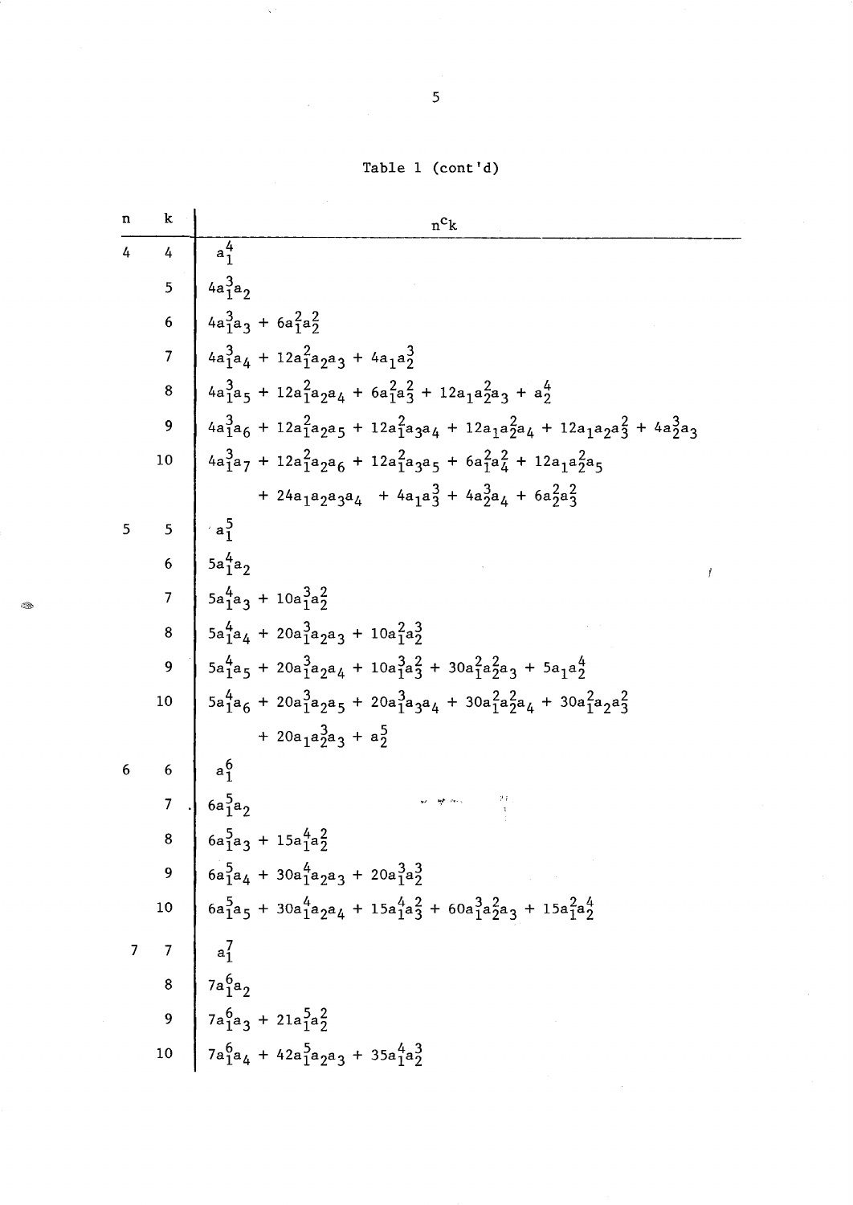Table 1 (cont'd)

| n | k | $_nc_k$ |
|---|---|---|
| 4 | 4 | $a_1^4$ |
| | 5 | $4a_1^3a_2$ |
| | 6 | $4a_1^3a_3 + 6a_1^2a_2^2$ |
| | 7 | $4a_1^3a_4 + 12a_1^2a_2a_3 + 4a_1a_2^3$ |
| | 8 | $4a_1^3a_5 + 12a_1^2a_2a_4 + 6a_1^2a_3^2 + 12a_1a_2^2a_3 + a_2^4$ |
| | 9 | $4a_1^3a_6 + 12a_1^2a_2a_5 + 12a_1^2a_3a_4 + 12a_1a_2^2a_4 + 12a_1a_2a_3^2 + 4a_2^3a_3$ |
| | 10 | $4a_1^3a_7 + 12a_1^2a_2a_6 + 12a_1^2a_3a_5 + 6a_1^2a_4^2 + 12a_1a_2^2a_5$ |
| | | $+ 24a_1a_2a_3a_4 + 4a_1a_3^3 + 4a_2^3a_4 + 6a_2^2a_3^2$ |
| 5 | 5 | $a_1^5$ |
| | 6 | $5a_1^4a_2$ |
| | 7 | $5a_1^4a_3 + 10a_1^3a_2^2$ |
| | 8 | $5a_1^4a_4 + 20a_1^3a_2a_3 + 10a_1^2a_2^3$ |
| | 9 | $5a_1^4a_5 + 20a_1^3a_2a_4 + 10a_1^3a_3^2 + 30a_1^2a_2^2a_3 + 5a_1a_2^4$ |
| | 10 | $5a_1^4a_6 + 20a_1^3a_2a_5 + 20a_1^3a_3a_4 + 30a_1^2a_2^2a_4 + 30a_1^2a_2a_3^2$ |
| | | $+ 20a_1a_2^3a_3 + a_2^5$ |
| 6 | 6 | $a_1^6$ |
| | 7 | $6a_1^5a_2$ |
| | 8 | $6a_1^5a_3 + 15a_1^4a_2^2$ |
| | 9 | $6a_1^5a_4 + 30a_1^4a_2a_3 + 20a_1^3a_2^3$ |
| | 10 | $6a_1^5a_5 + 30a_1^4a_2a_4 + 15a_1^4a_3^2 + 60a_1^3a_2^2a_3 + 15a_1^2a_2^4$ |
| 7 | 7 | $a_1^7$ |
| | 8 | $7a_1^6a_2$ |
| | 9 | $7a_1^6a_3 + 21a_1^5a_2^2$ |
| | 10 | $7a_1^6a_4 + 42a_1^5a_2a_3 + 35a_1^4a_2^3$ |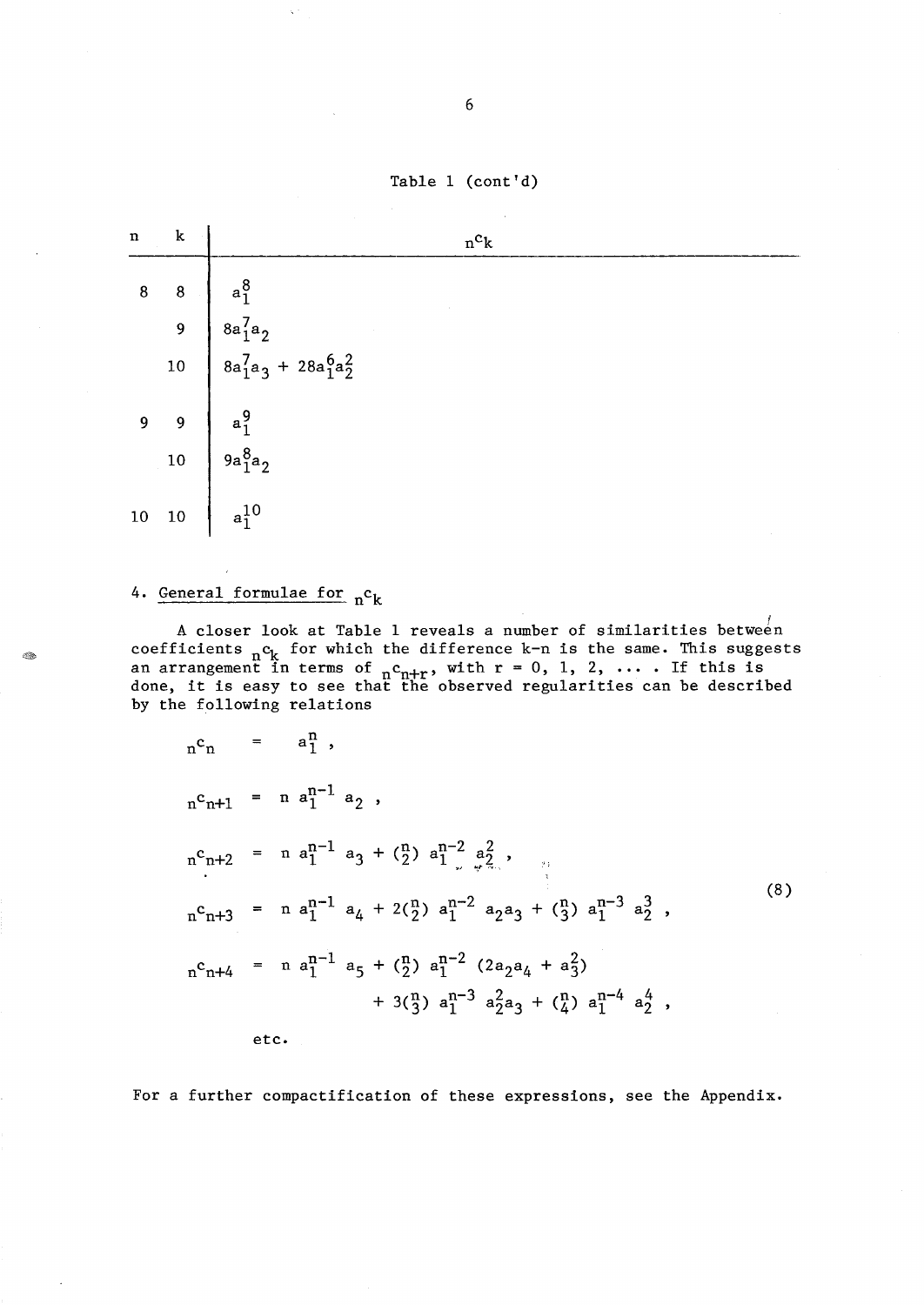Table 1 (cont'd)

| n | k | ${}_n c_k$ |
|---|---|---|
| 8 | 8 | $a_1^8$ |
| | 9 | $8a_1^7a_2$ |
| | 10 | $8a_1^7a_3 + 28a_1^6a_2^2$ |
| 9 | 9 | $a_1^9$ |
| | 10 | $9a_1^8a_2$ |
| 10 | 10 | $a_1^{10}$ |

## 4. General formulae for ${}_n c_k$

A closer look at Table 1 reveals a number of similarities between coefficients ${}_n c_k$ for which the difference k-n is the same. This suggests an arrangement in terms of ${}_n c_{n+r}$, with r = 0, 1, 2, .... If this is done, it is easy to see that the observed regularities can be described by the following relations

$$
\begin{aligned}
{}_n c_n &= a_1^n \,, \\
{}_n c_{n+1} &= n\, a_1^{n-1}\, a_2 \,, \\
{}_n c_{n+2} &= n\, a_1^{n-1}\, a_3 + \binom{n}{2} a_1^{n-2}\, a_2^2 \,, \\
{}_n c_{n+3} &= n\, a_1^{n-1}\, a_4 + 2\binom{n}{2} a_1^{n-2}\, a_2 a_3 + \binom{n}{3} a_1^{n-3}\, a_2^3 \,, \\
{}_n c_{n+4} &= n\, a_1^{n-1}\, a_5 + \binom{n}{2} a_1^{n-2}\, (2a_2 a_4 + a_3^2) \\
&\quad + 3\binom{n}{3} a_1^{n-3}\, a_2^2 a_3 + \binom{n}{4} a_1^{n-4}\, a_2^4 \,,
\end{aligned}
\tag{8}
$$

etc.

For a further compactification of these expressions, see the Appendix.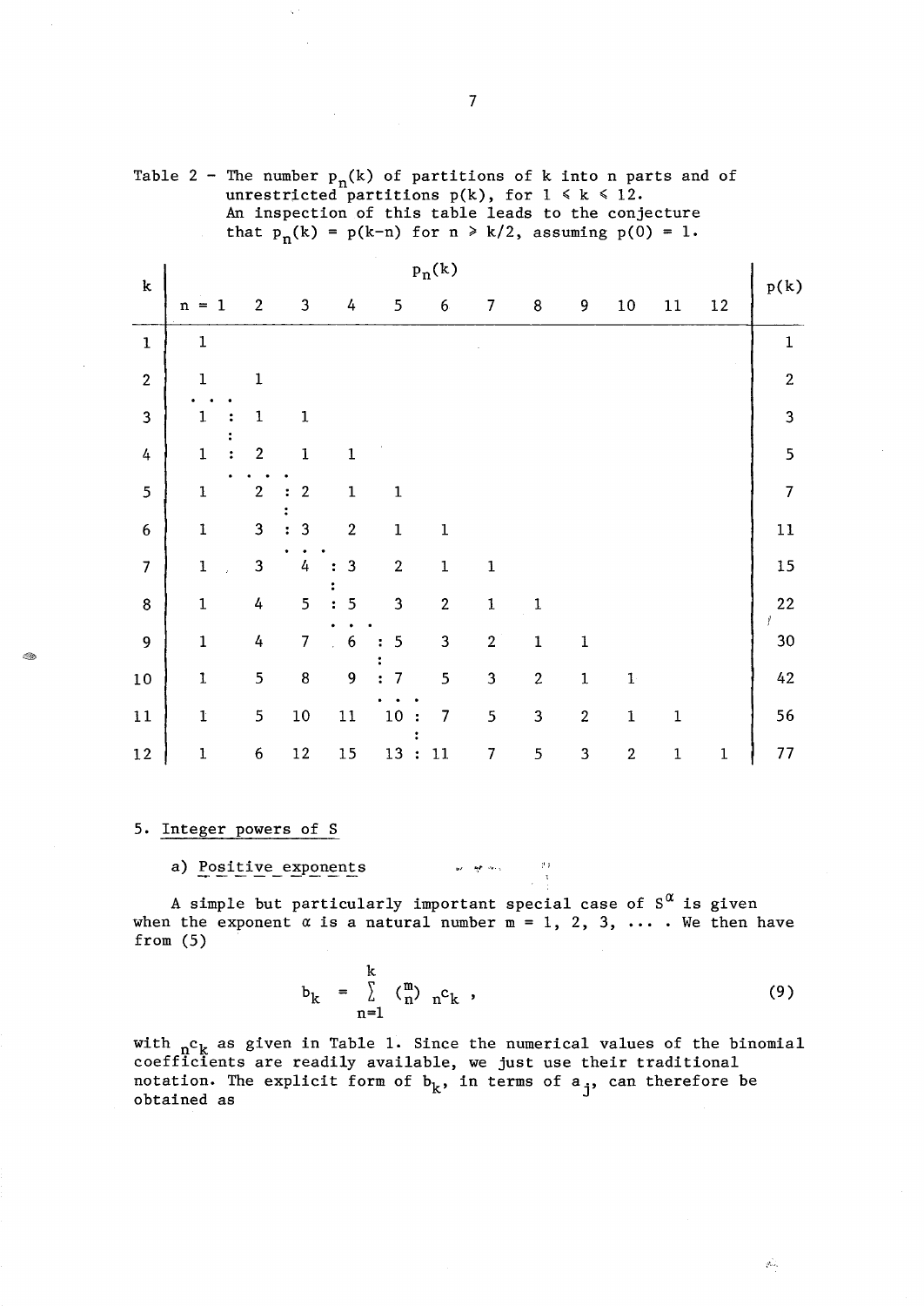Table 2 – The number $p_n(k)$ of partitions of k into n parts and of unrestricted partitions $p(k)$, for $1 \leqslant k \leqslant 12$. An inspection of this table leads to the conjecture that $p_n(k) = p(k-n)$ for $n \geqslant k/2$, assuming $p(0) = 1$.

| k | $p_n(k)$ | | | | | | | | | | | | $p(k)$ |
|---|---|---|---|---|---|---|---|---|---|---|---|---|---|
| | n = 1 | 2 | 3 | 4 | 5 | 6 | 7 | 8 | 9 | 10 | 11 | 12 | |
| 1 | 1 | | | | | | | | | | | | 1 |
| 2 | 1 | 1 | | | | | | | | | | | 2 |
| 3 | 1 | 1 | 1 | | | | | | | | | | 3 |
| 4 | 1 | 2 | 1 | 1 | | | | | | | | | 5 |
| 5 | 1 | 2 | 2 | 1 | 1 | | | | | | | | 7 |
| 6 | 1 | 3 | 3 | 2 | 1 | 1 | | | | | | | 11 |
| 7 | 1 | 3 | 4 | 3 | 2 | 1 | 1 | | | | | | 15 |
| 8 | 1 | 4 | 5 | 5 | 3 | 2 | 1 | 1 | | | | | 22 |
| 9 | 1 | 4 | 7 | 6 | 5 | 3 | 2 | 1 | 1 | | | | 30 |
| 10 | 1 | 5 | 8 | 9 | 7 | 5 | 3 | 2 | 1 | 1 | | | 42 |
| 11 | 1 | 5 | 10 | 11 | 10 | 7 | 5 | 3 | 2 | 1 | 1 | | 56 |
| 12 | 1 | 6 | 12 | 15 | 13 | 11 | 7 | 5 | 3 | 2 | 1 | 1 | 77 |

## 5. Integer powers of S

### a) Positive exponents

A simple but particularly important special case of $S^{\alpha}$ is given when the exponent $\alpha$ is a natural number $m = 1, 2, 3, \ldots$ . We then have from (5)

$$b_k = \sum_{n=1}^{k} \binom{m}{n} \, {}_n c_k \ , \tag{9}$$

with ${}_n c_k$ as given in Table 1. Since the numerical values of the binomial coefficients are readily available, we just use their traditional notation. The explicit form of $b_k$, in terms of $a_j$, can therefore be obtained as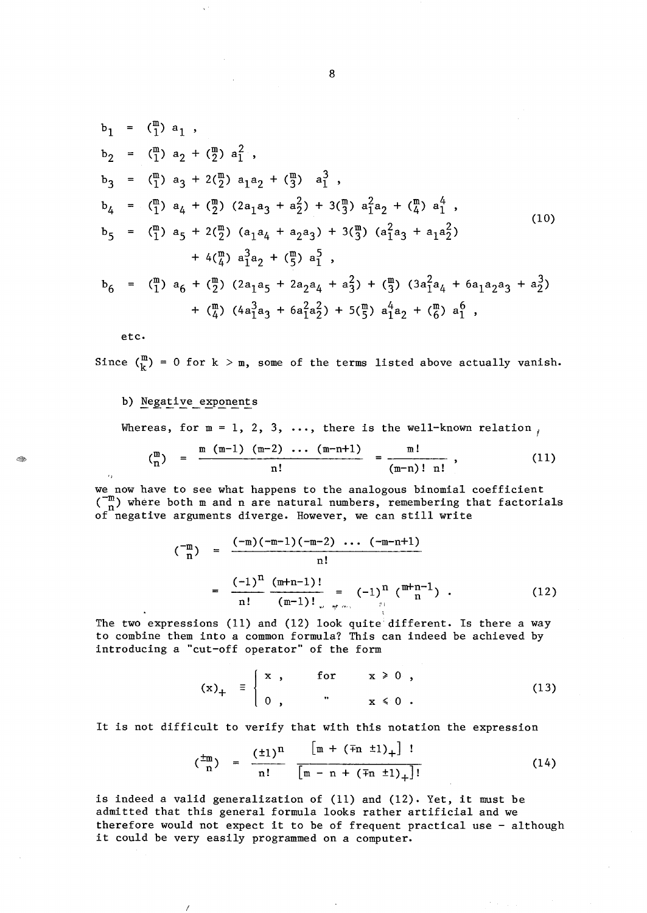$$
\begin{aligned}
b_1 &= \binom{m}{1} a_1 , \\
b_2 &= \binom{m}{1} a_2 + \binom{m}{2} a_1^2 , \\
b_3 &= \binom{m}{1} a_3 + 2\binom{m}{2} a_1 a_2 + \binom{m}{3} a_1^3 , \\
b_4 &= \binom{m}{1} a_4 + \binom{m}{2} (2a_1 a_3 + a_2^2) + 3\binom{m}{3} a_1^2 a_2 + \binom{m}{4} a_1^4 , \\
b_5 &= \binom{m}{1} a_5 + 2\binom{m}{2} (a_1 a_4 + a_2 a_3) + 3\binom{m}{3} (a_1^2 a_3 + a_1 a_2^2) \\
&\quad + 4\binom{m}{4} a_1^3 a_2 + \binom{m}{5} a_1^5 , \\
b_6 &= \binom{m}{1} a_6 + \binom{m}{2} (2a_1 a_5 + 2a_2 a_4 + a_3^2) + \binom{m}{3} (3a_1^2 a_4 + 6a_1 a_2 a_3 + a_2^3) \\
&\quad + \binom{m}{4} (4a_1^3 a_3 + 6a_1^2 a_2^2) + 5\binom{m}{5} a_1^4 a_2 + \binom{m}{6} a_1^6 ,
\end{aligned}
\tag{10}
$$

etc.

Since $\binom{m}{k} = 0$ for $k > m$, some of the terms listed above actually vanish.

b) Negative exponents

Whereas, for $m = 1, 2, 3, \ldots$, there is the well-known relation,

$$
\binom{m}{n} = \frac{m\,(m-1)\,(m-2)\,\ldots\,(m-n+1)}{n!} = \frac{m!}{(m-n)!\;n!} , \tag{11}
$$

we now have to see what happens to the analogous binomial coefficient $\binom{-m}{n}$ where both m and n are natural numbers, remembering that factorials of negative arguments diverge. However, we can still write

$$
\begin{aligned}
\binom{-m}{n} &= \frac{(-m)(-m-1)(-m-2)\,\ldots\,(-m-n+1)}{n!} \\
&= \frac{(-1)^n}{n!}\,\frac{(m+n-1)!}{(m-1)!} = (-1)^n \binom{m+n-1}{n} .
\end{aligned}
\tag{12}
$$

The two expressions (11) and (12) look quite different. Is there a way to combine them into a common formula? This can indeed be achieved by introducing a "cut-off operator" of the form

$$
(x)_+ \equiv \begin{cases} x , & \text{for} \quad x \geqslant 0 , \\ 0 , & \quad '' \quad\;\; x \leqslant 0 . \end{cases} \tag{13}
$$

It is not difficult to verify that with this notation the expression

$$
\binom{\pm m}{n} = \frac{(\pm 1)^n}{n!}\;\frac{\left[m + (\mp n \pm 1)_+\right]\,!}{\left[m - n + (\mp n \pm 1)_+\right]!} \tag{14}
$$

is indeed a valid generalization of (11) and (12). Yet, it must be admitted that this general formula looks rather artificial and we therefore would not expect it to be of frequent practical use - although it could be very easily programmed on a computer.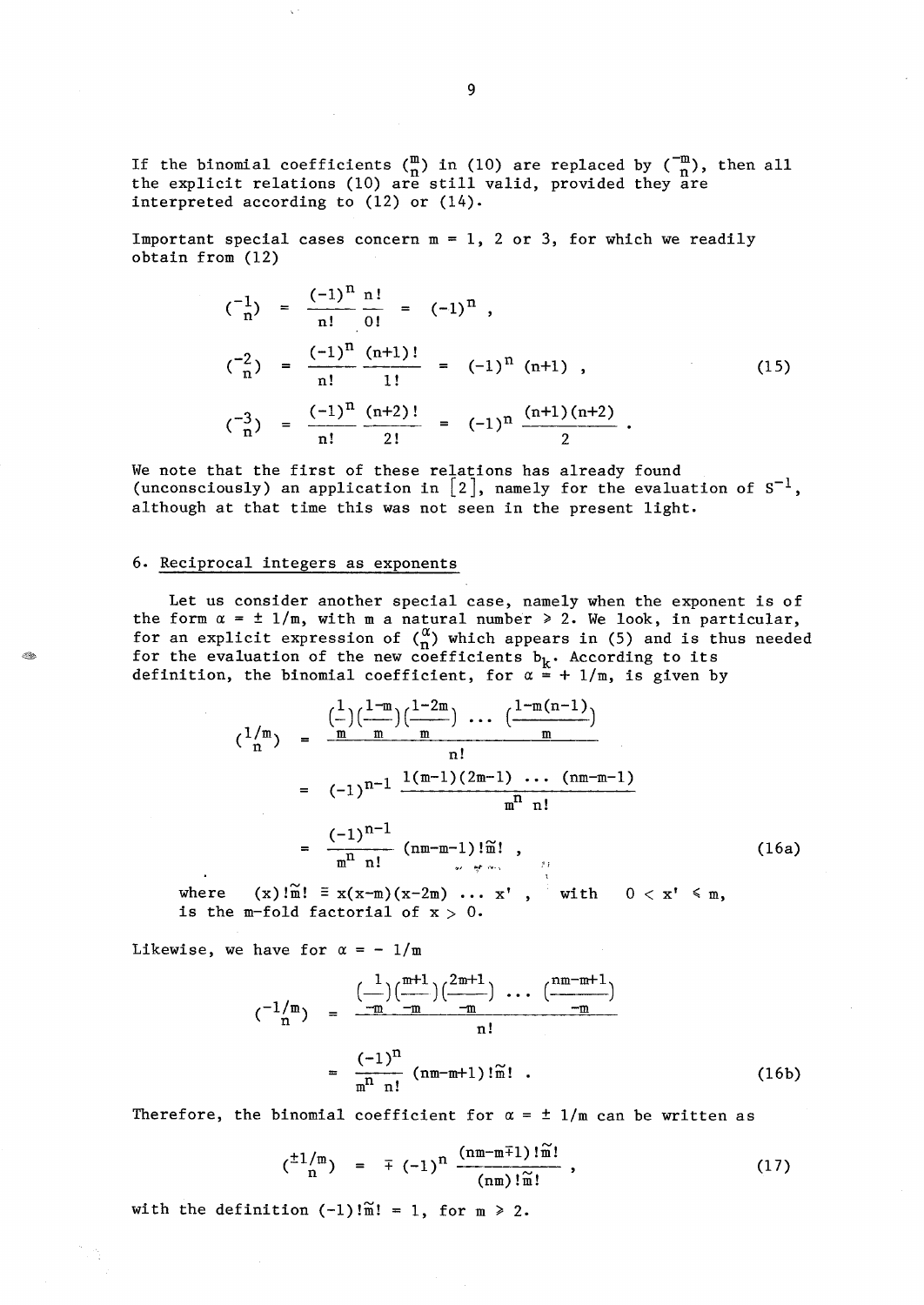If the binomial coefficients $\binom{m}{n}$ in (10) are replaced by $\binom{-m}{n}$, then all the explicit relations (10) are still valid, provided they are interpreted according to (12) or (14).

Important special cases concern m = 1, 2 or 3, for which we readily obtain from (12)

$$
\begin{aligned}
\binom{-1}{n} &= \frac{(-1)^n}{n!}\,\frac{n!}{0!} = (-1)^n \,, \\
\binom{-2}{n} &= \frac{(-1)^n}{n!}\,\frac{(n+1)!}{1!} = (-1)^n\,(n+1)\,, \\
\binom{-3}{n} &= \frac{(-1)^n}{n!}\,\frac{(n+2)!}{2!} = (-1)^n\,\frac{(n+1)(n+2)}{2}\,.
\end{aligned}
\tag{15}
$$

We note that the first of these relations has already found (unconsciously) an application in [2], namely for the evaluation of $S^{-1}$, although at that time this was not seen in the present light.

## 6. Reciprocal integers as exponents

Let us consider another special case, namely when the exponent is of the form $\alpha = \pm\, 1/m$, with m a natural number $\geqslant 2$. We look, in particular, for an explicit expression of $\binom{\alpha}{n}$ which appears in (5) and is thus needed for the evaluation of the new coefficients $b_k$. According to its definition, the binomial coefficient, for $\alpha = +\, 1/m$, is given by

$$
\begin{aligned}
\binom{1/m}{n} &= \frac{\left(\frac{1}{m}\right)\left(\frac{1-m}{m}\right)\left(\frac{1-2m}{m}\right)\,\ldots\,\left(\frac{1-m(n-1)}{m}\right)}{n!} \\
&= (-1)^{n-1}\,\frac{1(m-1)(2m-1)\,\ldots\,(nm-m-1)}{m^n\;n!} \\
&= \frac{(-1)^{n-1}}{m^n\;n!}\,(nm-m-1)!\tilde{m}!\,,
\end{aligned}
\tag{16a}
$$

where $(x)!\tilde{m}! \equiv x(x-m)(x-2m)\,\ldots\,x'$, with $0 < x' \leqslant m$, is the m-fold factorial of $x > 0$.

Likewise, we have for $\alpha = -\, 1/m$

$$
\begin{aligned}
\binom{-1/m}{n} &= \frac{\left(\frac{1}{-m}\right)\left(\frac{m+1}{-m}\right)\left(\frac{2m+1}{-m}\right)\,\ldots\,\left(\frac{nm-m+1}{-m}\right)}{n!} \\
&= \frac{(-1)^n}{m^n\;n!}\,(nm-m+1)!\tilde{m}!\,.
\end{aligned}
\tag{16b}
$$

Therefore, the binomial coefficient for $\alpha = \pm\, 1/m$ can be written as

$$
\binom{\pm 1/m}{n} = \mp\,(-1)^n\,\frac{(nm-m\mp 1)!\tilde{m}!}{(nm)!\tilde{m}!}\,,
\tag{17}
$$

with the definition $(-1)!\tilde{m}! = 1$, for $m \geqslant 2$.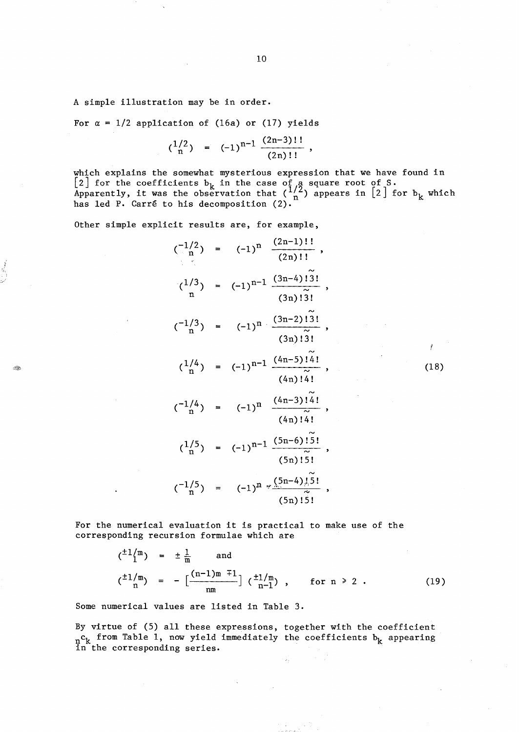A simple illustration may be in order.

For $\alpha = 1/2$ application of (16a) or (17) yields

$$\binom{1/2}{n} = (-1)^{n-1} \frac{(2n-3)!!}{(2n)!!} ,$$

which explains the somewhat mysterious expression that we have found in [2] for the coefficients $b_k$ in the case of a square root of S. Apparently, it was the observation that $\binom{1/2}{n}$ appears in [2] for $b_k$ which has led P. Carré to his decomposition (2).

Other simple explicit results are, for example,

$$\begin{aligned}
\binom{-1/2}{n} &= (-1)^{n} \frac{(2n-1)!!}{(2n)!!} , \\
\binom{1/3}{n} &= (-1)^{n-1} \frac{(3n-4)!\tilde{3}!}{(3n)!\tilde{3}!} , \\
\binom{-1/3}{n} &= (-1)^{n} \frac{(3n-2)!\tilde{3}!}{(3n)!\tilde{3}!} , \\
\binom{1/4}{n} &= (-1)^{n-1} \frac{(4n-5)!\tilde{4}!}{(4n)!\tilde{4}!} , \\
\binom{-1/4}{n} &= (-1)^{n} \frac{(4n-3)!\tilde{4}!}{(4n)!\tilde{4}!} , \\
\binom{1/5}{n} &= (-1)^{n-1} \frac{(5n-6)!\tilde{5}!}{(5n)!\tilde{5}!} , \\
\binom{-1/5}{n} &= (-1)^{n} \frac{(5n-4)!\tilde{5}!}{(5n)!\tilde{5}!} ,
\end{aligned} \tag{18}$$

For the numerical evaluation it is practical to make use of the corresponding recursion formulae which are

$$\binom{\pm 1/m}{1} = \pm \frac{1}{m} \quad \text{and}$$

$$\binom{\pm 1/m}{n} = -\left[\frac{(n-1)m \mp 1}{nm}\right] \binom{\pm 1/m}{n-1} , \qquad \text{for } n \geqslant 2 . \tag{19}$$

Some numerical values are listed in Table 3.

By virtue of (5) all these expressions, together with the coefficient ${}_nc_k$ from Table 1, now yield immediately the coefficients $b_k$ appearing in the corresponding series.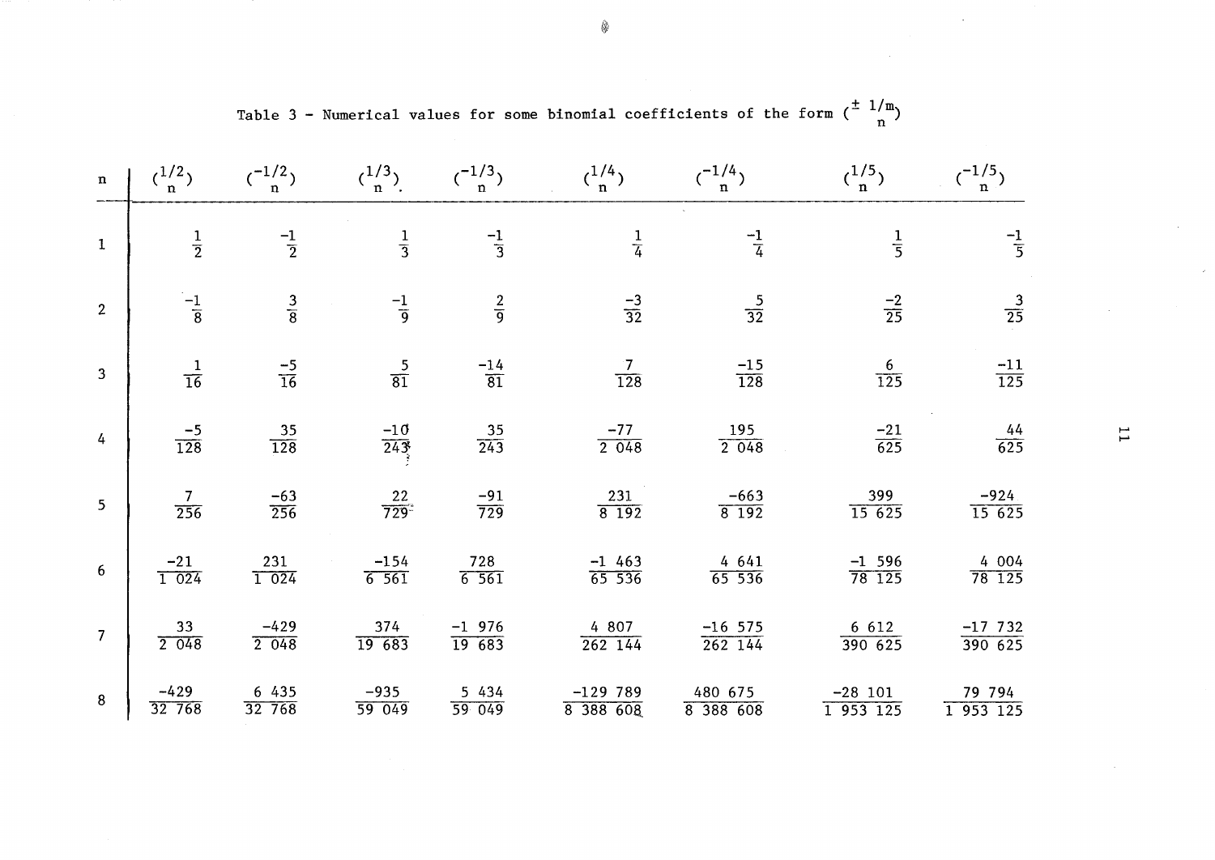Table 3 - Numerical values for some binomial coefficients of the form $\binom{\pm 1/m}{n}$

| n | $\binom{1/2}{n}$ | $\binom{-1/2}{n}$ | $\binom{1/3}{n}$ | $\binom{-1/3}{n}$ | $\binom{1/4}{n}$ | $\binom{-1/4}{n}$ | $\binom{1/5}{n}$ | $\binom{-1/5}{n}$ |
|---|---|---|---|---|---|---|---|---|
| 1 | $\frac{1}{2}$ | $\frac{-1}{2}$ | $\frac{1}{3}$ | $\frac{-1}{3}$ | $\frac{1}{4}$ | $\frac{-1}{4}$ | $\frac{1}{5}$ | $\frac{-1}{5}$ |
| 2 | $\frac{-1}{8}$ | $\frac{3}{8}$ | $\frac{-1}{9}$ | $\frac{2}{9}$ | $\frac{-3}{32}$ | $\frac{5}{32}$ | $\frac{-2}{25}$ | $\frac{3}{25}$ |
| 3 | $\frac{1}{16}$ | $\frac{-5}{16}$ | $\frac{5}{81}$ | $\frac{-14}{81}$ | $\frac{7}{128}$ | $\frac{-15}{128}$ | $\frac{6}{125}$ | $\frac{-11}{125}$ |
| 4 | $\frac{-5}{128}$ | $\frac{35}{128}$ | $\frac{-10}{243}$ | $\frac{35}{243}$ | $\frac{-77}{2\,048}$ | $\frac{195}{2\,048}$ | $\frac{-21}{625}$ | $\frac{44}{625}$ |
| 5 | $\frac{7}{256}$ | $\frac{-63}{256}$ | $\frac{22}{729}$ | $\frac{-91}{729}$ | $\frac{231}{8\,192}$ | $\frac{-663}{8\,192}$ | $\frac{399}{15\,625}$ | $\frac{-924}{15\,625}$ |
| 6 | $\frac{-21}{1\,024}$ | $\frac{231}{1\,024}$ | $\frac{-154}{6\,561}$ | $\frac{728}{6\,561}$ | $\frac{-1\,463}{65\,536}$ | $\frac{4\,641}{65\,536}$ | $\frac{-1\,596}{78\,125}$ | $\frac{4\,004}{78\,125}$ |
| 7 | $\frac{33}{2\,048}$ | $\frac{-429}{2\,048}$ | $\frac{374}{19\,683}$ | $\frac{-1\,976}{19\,683}$ | $\frac{4\,807}{262\,144}$ | $\frac{-16\,575}{262\,144}$ | $\frac{6\,612}{390\,625}$ | $\frac{-17\,732}{390\,625}$ |
| 8 | $\frac{-429}{32\,768}$ | $\frac{6\,435}{32\,768}$ | $\frac{-935}{59\,049}$ | $\frac{5\,434}{59\,049}$ | $\frac{-129\,789}{8\,388\,608}$ | $\frac{480\,675}{8\,388\,608}$ | $\frac{-28\,101}{1\,953\,125}$ | $\frac{79\,794}{1\,953\,125}$ |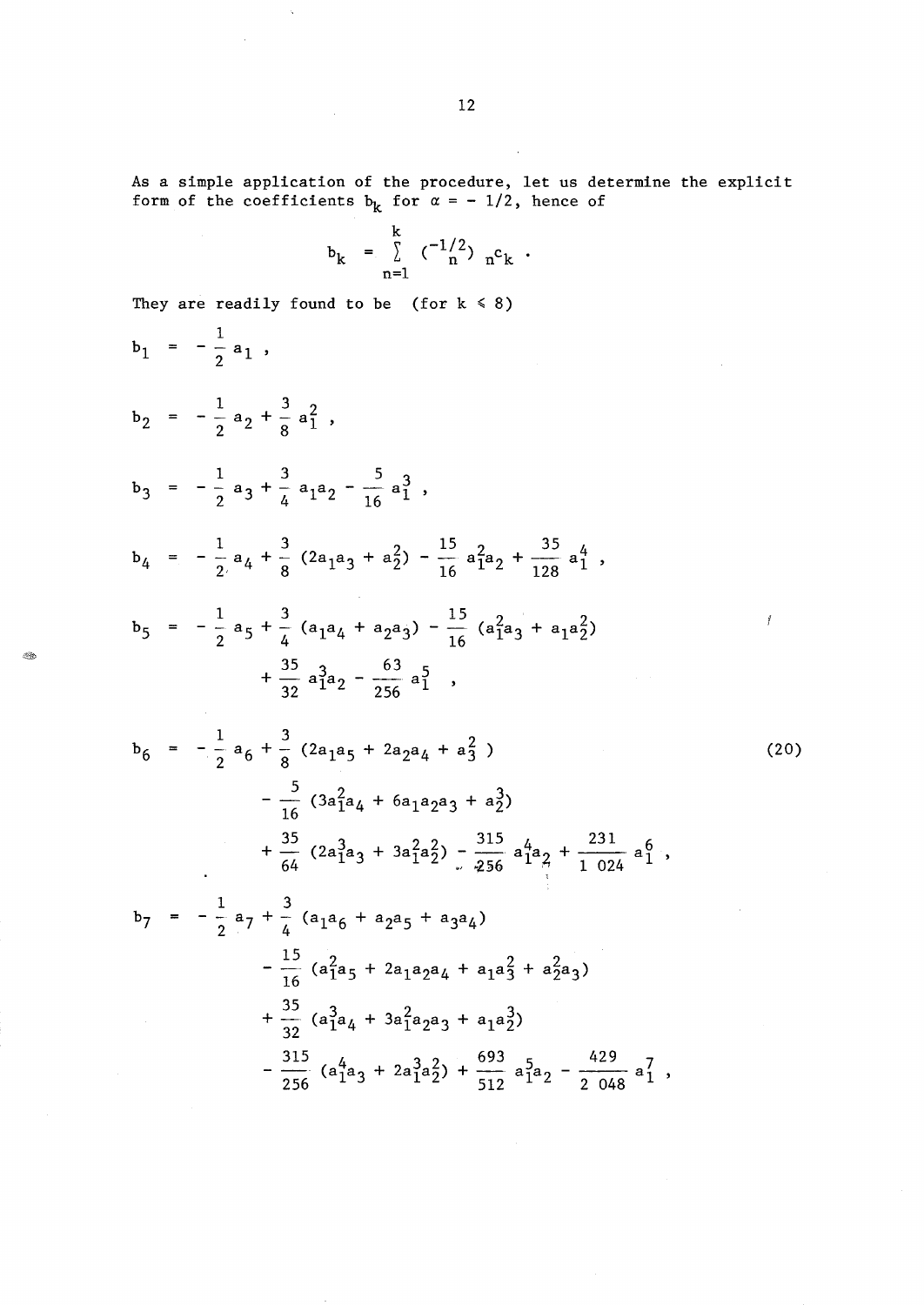As a simple application of the procedure, let us determine the explicit form of the coefficients $b_k$ for $\alpha = -1/2$, hence of

$$b_k = \sum_{n=1}^{k} \binom{-1/2}{n} \, {}_n c_k \; .$$

They are readily found to be (for $k \leqslant 8$)

$$
\begin{aligned}
b_1 &= -\frac{1}{2} a_1 , \\[2ex]
b_2 &= -\frac{1}{2} a_2 + \frac{3}{8} a_1^2 , \\[2ex]
b_3 &= -\frac{1}{2} a_3 + \frac{3}{4} a_1 a_2 - \frac{5}{16} a_1^3 , \\[2ex]
b_4 &= -\frac{1}{2} a_4 + \frac{3}{8} (2a_1 a_3 + a_2^2) - \frac{15}{16} a_1^2 a_2 + \frac{35}{128} a_1^4 , \\[2ex]
b_5 &= -\frac{1}{2} a_5 + \frac{3}{4} (a_1 a_4 + a_2 a_3) - \frac{15}{16} (a_1^2 a_3 + a_1 a_2^2) \\
&\quad + \frac{35}{32} a_1^3 a_2 - \frac{63}{256} a_1^5 , \\[2ex]
b_6 &= -\frac{1}{2} a_6 + \frac{3}{8} (2a_1 a_5 + 2a_2 a_4 + a_3^2) \\
&\quad - \frac{5}{16} (3a_1^2 a_4 + 6a_1 a_2 a_3 + a_2^3) \\
&\quad + \frac{35}{64} (2a_1^3 a_3 + 3a_1^2 a_2^2) - \frac{315}{256} a_1^4 a_2 + \frac{231}{1\,024} a_1^6 , \\[2ex]
b_7 &= -\frac{1}{2} a_7 + \frac{3}{4} (a_1 a_6 + a_2 a_5 + a_3 a_4) \\
&\quad - \frac{15}{16} (a_1^2 a_5 + 2a_1 a_2 a_4 + a_1 a_3^2 + a_2^2 a_3) \\
&\quad + \frac{35}{32} (a_1^3 a_4 + 3a_1^2 a_2 a_3 + a_1 a_2^3) \\
&\quad - \frac{315}{256} (a_1^4 a_3 + 2a_1^3 a_2^2) + \frac{693}{512} a_1^5 a_2 - \frac{429}{2\,048} a_1^7 ,
\end{aligned}
\tag{20}
$$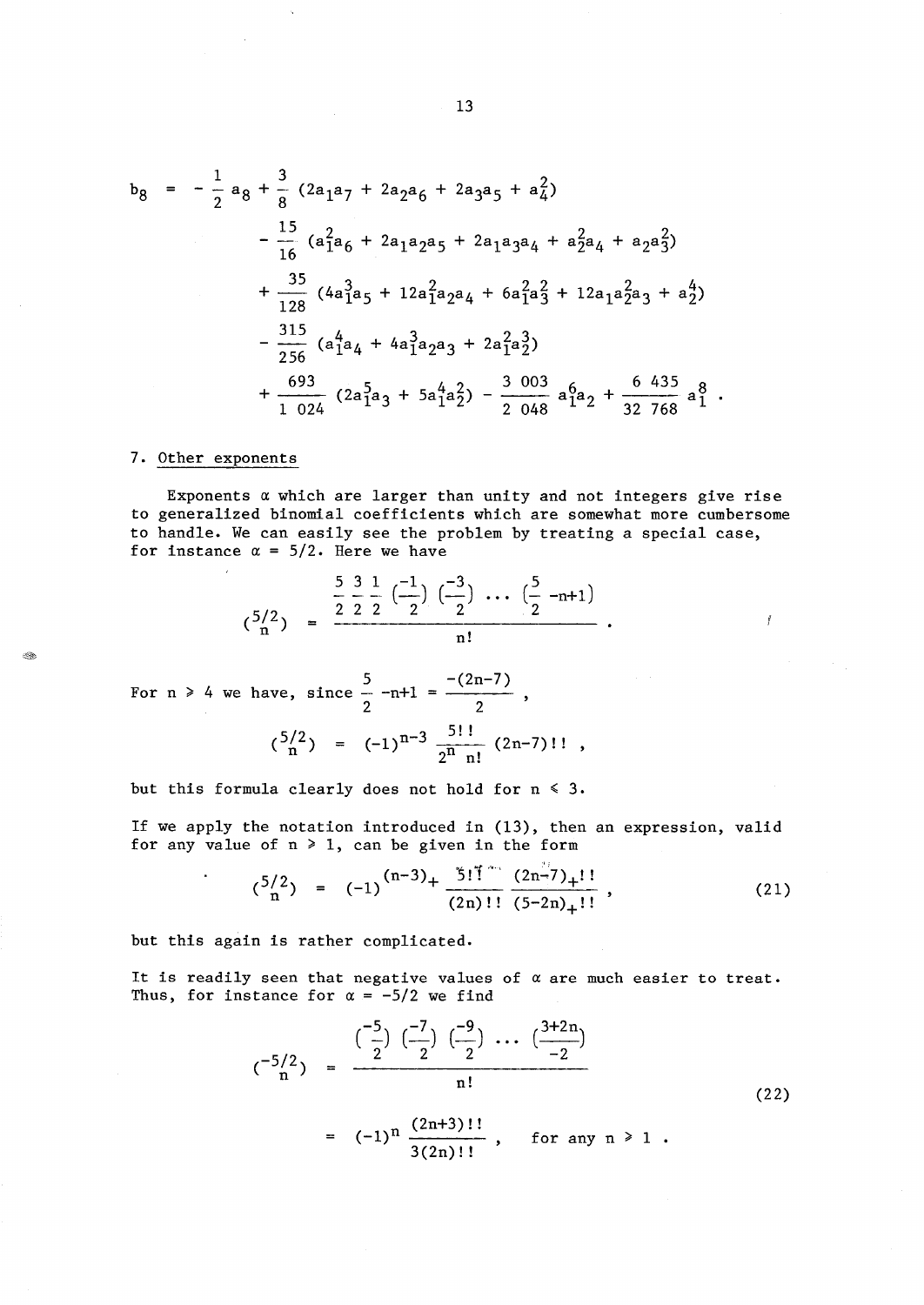$$
\begin{aligned}
b_8 = & -\frac{1}{2} a_8 + \frac{3}{8} (2a_1a_7 + 2a_2a_6 + 2a_3a_5 + a_4^2) \\
& - \frac{15}{16} (a_1^2a_6 + 2a_1a_2a_5 + 2a_1a_3a_4 + a_2^2a_4 + a_2a_3^2) \\
& + \frac{35}{128} (4a_1^3a_5 + 12a_1^2a_2a_4 + 6a_1^2a_3^2 + 12a_1a_2^2a_3 + a_2^4) \\
& - \frac{315}{256} (a_1^4a_4 + 4a_1^3a_2a_3 + 2a_1^2a_2^3) \\
& + \frac{693}{1\ 024} (2a_1^5a_3 + 5a_1^4a_2^2) - \frac{3\ 003}{2\ 048} a_1^6a_2 + \frac{6\ 435}{32\ 768} a_1^8 \ .
\end{aligned}
$$

## 7. Other exponents

Exponents $\alpha$ which are larger than unity and not integers give rise to generalized binomial coefficients which are somewhat more cumbersome to handle. We can easily see the problem by treating a special case, for instance $\alpha = 5/2$. Here we have

$$
\binom{5/2}{n} = \frac{\frac{5}{2}\,\frac{3}{2}\,\frac{1}{2}\,\left(\frac{-1}{2}\right)\left(\frac{-3}{2}\right) \cdots \left(\frac{5}{2} - n+1\right)}{n!} \ .
$$

For $n \geqslant 4$ we have, since $\frac{5}{2} - n+1 = \frac{-(2n-7)}{2}$ ,

$$
\binom{5/2}{n} = (-1)^{n-3} \frac{5!!}{2^n\ n!} (2n-7)!! \ ,
$$

but this formula clearly does not hold for $n \leqslant 3$.

If we apply the notation introduced in (13), then an expression, valid for any value of $n \geqslant 1$, can be given in the form

$$
\binom{5/2}{n} = (-1)^{(n-3)_+} \frac{5!!}{(2n)!!} \frac{(2n-7)_+!!}{(5-2n)_+!!} \ , \tag{21}
$$

but this again is rather complicated.

It is readily seen that negative values of $\alpha$ are much easier to treat. Thus, for instance for $\alpha = -5/2$ we find

$$
\begin{aligned}
\binom{-5/2}{n} &= \frac{\left(\frac{-5}{2}\right)\left(\frac{-7}{2}\right)\left(\frac{-9}{2}\right) \cdots \left(\frac{3+2n}{-2}\right)}{n!} \\
&= (-1)^n \frac{(2n+3)!!}{3(2n)!!} \ , \qquad \text{for any } n \geqslant 1 \ .
\end{aligned} \tag{22}
$$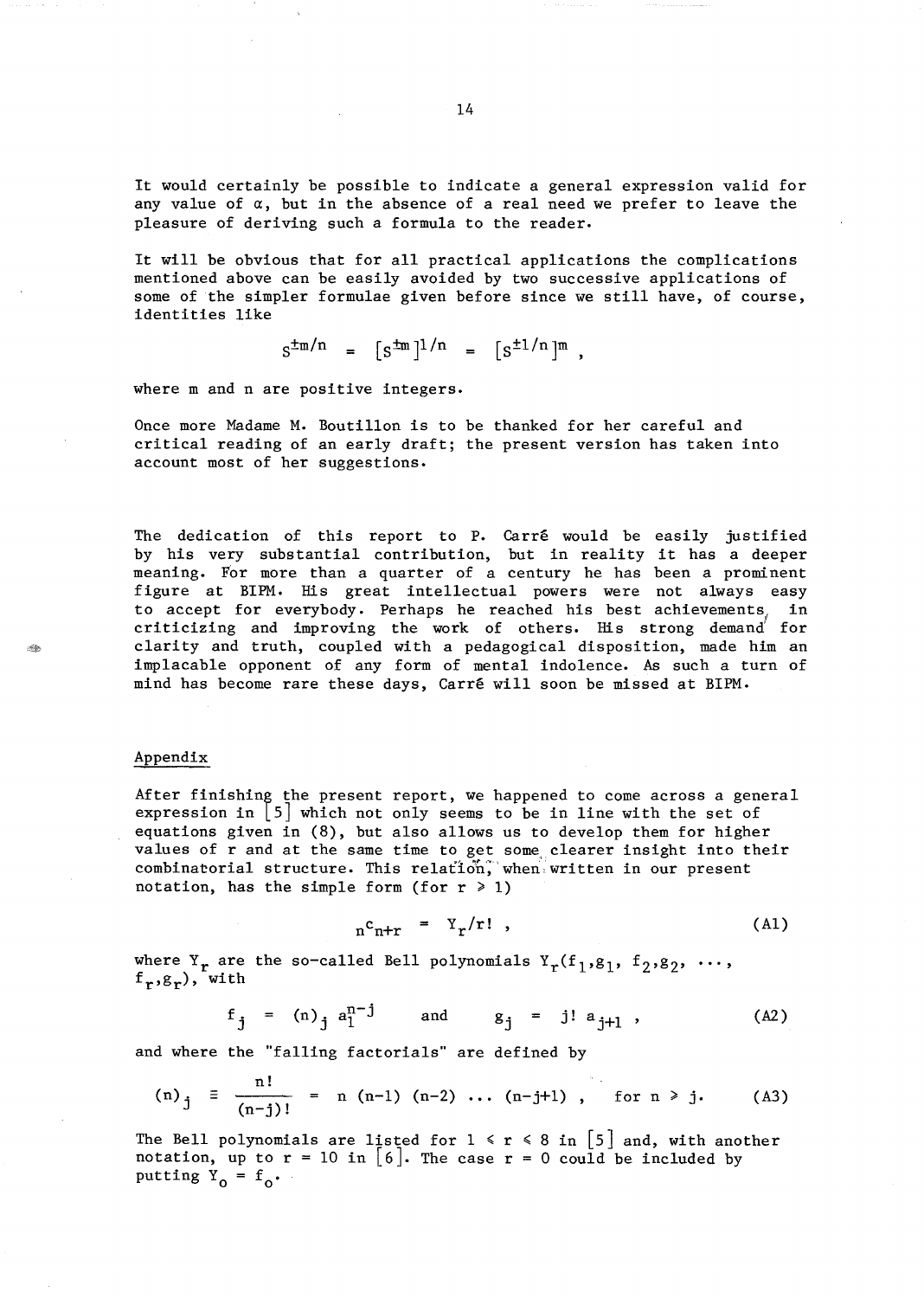It would certainly be possible to indicate a general expression valid for any value of $\alpha$, but in the absence of a real need we prefer to leave the pleasure of deriving such a formula to the reader.

It will be obvious that for all practical applications the complications mentioned above can be easily avoided by two successive applications of some of the simpler formulae given before since we still have, of course, identities like

$$S^{\pm m/n} = [S^{\pm m}]^{1/n} = [S^{\pm 1/n}]^{m} ,$$

where m and n are positive integers.

Once more Madame M. Boutillon is to be thanked for her careful and critical reading of an early draft; the present version has taken into account most of her suggestions.

The dedication of this report to P. Carré would be easily justified by his very substantial contribution, but in reality it has a deeper meaning. For more than a quarter of a century he has been a prominent figure at BIPM. His great intellectual powers were not always easy to accept for everybody. Perhaps he reached his best achievements in criticizing and improving the work of others. His strong demand for clarity and truth, coupled with a pedagogical disposition, made him an implacable opponent of any form of mental indolence. As such a turn of mind has become rare these days, Carré will soon be missed at BIPM.

## Appendix

After finishing the present report, we happened to come across a general expression in [5] which not only seems to be in line with the set of equations given in (8), but also allows us to develop them for higher values of r and at the same time to get some clearer insight into their combinatorial structure. This relation, when written in our present notation, has the simple form (for $r \geq 1$)

$$_{n}c_{n+r} = Y_r/r! , \tag{A1}$$

where $Y_r$ are the so-called Bell polynomials $Y_r(f_1,g_1, f_2,g_2, \ldots, f_r,g_r)$, with

$$f_j = (n)_j \, a_1^{n-j} \qquad \text{and} \qquad g_j = j! \, a_{j+1} , \tag{A2}$$

and where the "falling factorials" are defined by

$$(n)_j \equiv \frac{n!}{(n-j)!} = n\,(n-1)\,(n-2)\,\ldots\,(n-j+1) , \quad \text{for } n \geq j. \tag{A3}$$

The Bell polynomials are listed for $1 \leq r \leq 8$ in [5] and, with another notation, up to $r = 10$ in [6]. The case $r = 0$ could be included by putting $Y_0 = f_0$.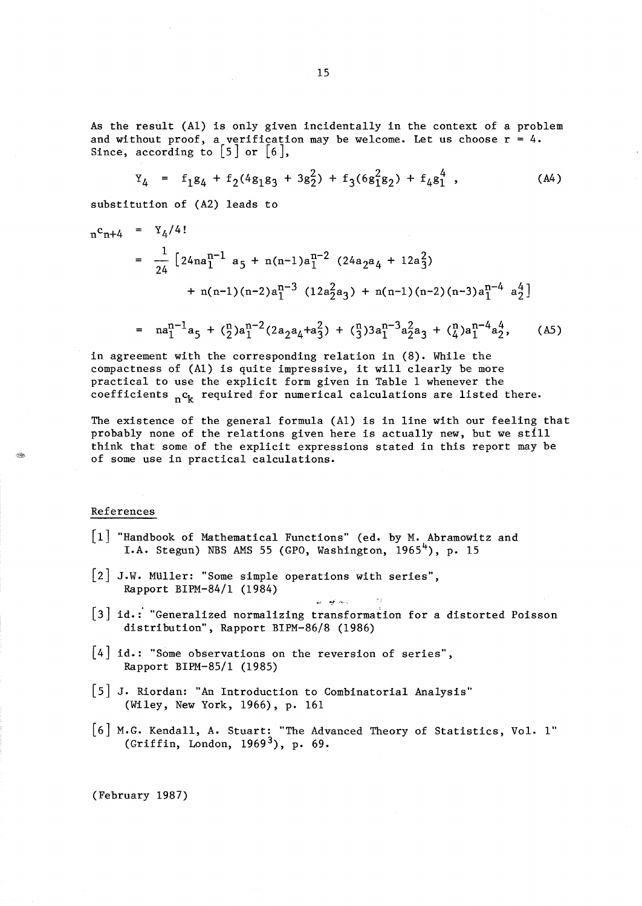As the result (A1) is only given incidentally in the context of a problem and without proof, a verification may be welcome. Let us choose $r = 4$. Since, according to [5] or [6],

$$Y_4 = f_1 g_4 + f_2(4g_1 g_3 + 3g_2^2) + f_3(6g_1^2 g_2) + f_4 g_1^4 , \tag{A4}$$

substitution of (A2) leads to

$$\begin{aligned}
{}_n c_{n+4} &= Y_4/4! \\
&= \frac{1}{24}\left[24na_1^{n-1}\, a_5 + n(n-1)a_1^{n-2}\,(24a_2 a_4 + 12a_3^2) \right. \\
&\qquad \left. + \, n(n-1)(n-2)a_1^{n-3}\,(12a_2^2 a_3) + n(n-1)(n-2)(n-3)a_1^{n-4}\, a_2^4\right] \\
&= na_1^{n-1} a_5 + \binom{n}{2} a_1^{n-2}(2a_2 a_4 + a_3^2) + \binom{n}{3} 3a_1^{n-3} a_2^2 a_3 + \binom{n}{4} a_1^{n-4} a_2^4 ,
\end{aligned} \tag{A5}$$

in agreement with the corresponding relation in (8). While the compactness of (A1) is quite impressive, it will clearly be more practical to use the explicit form given in Table 1 whenever the coefficients ${}_n c_k$ required for numerical calculations are listed there.

The existence of the general formula (A1) is in line with our feeling that probably none of the relations given here is actually new, but we still think that some of the explicit expressions stated in this report may be of some use in practical calculations.

## References

[1] "Handbook of Mathematical Functions" (ed. by M. Abramowitz and I.A. Stegun) NBS AMS 55 (GPO, Washington, 1965[4]), p. 15

[2] J.W. Müller: "Some simple operations with series", Rapport BIPM-84/1 (1984)

[3] id.: "Generalized normalizing transformation for a distorted Poisson distribution", Rapport BIPM-86/8 (1986)

[4] id.: "Some observations on the reversion of series", Rapport BIPM-85/1 (1985)

[5] J. Riordan: "An Introduction to Combinatorial Analysis" (Wiley, New York, 1966), p. 161

[6] M.G. Kendall, A. Stuart: "The Advanced Theory of Statistics, Vol. 1" (Griffin, London, 1969[3]), p. 69.

(February 1987)